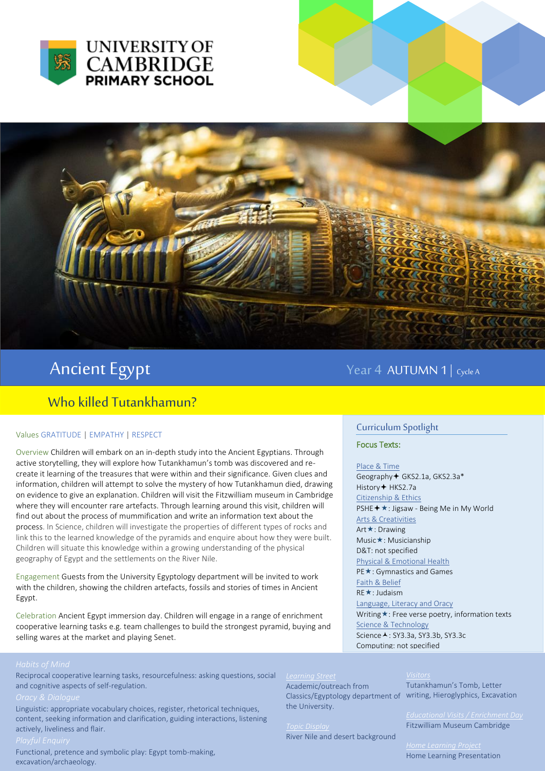# UNIVERSITY OF CAMBRIDGE PRIMARY SCHOOL

# Ancient Egypt

Year 4 AUTUMN 1 | Cycle A

## Who killed Tutankhamun?

Values GRATITUDE | EMPATHY | RESPECT

Overview Children will embark on an in-depth study into the Ancient Egyptians. Through active storytelling, they will explore how Tutankhamun's tomb was discovered and re-create it learning of the treasures that were within and their significance. Given clues and information, children will attempt to solve the mystery of how Tutankhamun died, drawing on evidence to give an explanation. Children will visit the Fitzwilliam museum in Cambridge where they will encounter rare artefacts. Through learning around this visit, children will find out about the process of mummification and write an information text about the process. In Science, children will investigate the properties of different types of rocks and link this to the learned knowledge of the pyramids and enquire about how they were built. Children will situate this knowledge within a growing understanding of the physical geography of Egypt and the settlements on the River Nile.

Engagement Guests from the University Egyptology department will be invited to work with the children, showing the children artefacts, fossils and stories of times in Ancient Egypt.

Celebration Ancient Egypt immersion day. Children will engage in a range of enrichment cooperative learning tasks e.g. team challenges to build the strongest pyramid, buying and selling wares at the market and playing Senet.

### Curriculum Spotlight

**Focus Texts:**

Place & Time
Geography✦ GKS2.1a, GKS2.3a*
History✦ HKS2.7a

Citizenship & Ethics
PSHE✦★: Jigsaw - Being Me in My World

Arts & Creativities
Art★: Drawing
Music★: Musicianship
D&T: not specified

Physical & Emotional Health
PE★: Gymnastics and Games

Faith & Belief
RE★: Judaism

Language, Literacy and Oracy
Writing★: Free verse poetry, information texts

Science & Technology
Science▲: SY3.3a, SY3.3b, SY3.3c
Computing: not specified

### Habits of Mind
Reciprocal cooperative learning tasks, resourcefulness: asking questions, social and cognitive aspects of self-regulation.

### Oracy & Dialogue
Linguistic: appropriate vocabulary choices, register, rhetorical techniques, content, seeking information and clarification, guiding interactions, listening actively, liveliness and flair.

### Playful Enquiry
Functional, pretence and symbolic play: Egypt tomb-making, excavation/archaeology.

### Learning Street
Academic/outreach from Classics/Egyptology department of the University.

### Topic Display
River Nile and desert background

### Visitors
Tutankhamun's Tomb, Letter writing, Hieroglyphics, Excavation

### Educational Visits / Enrichment Day
Fitzwilliam Museum Cambridge

### Home Learning Project
Home Learning Presentation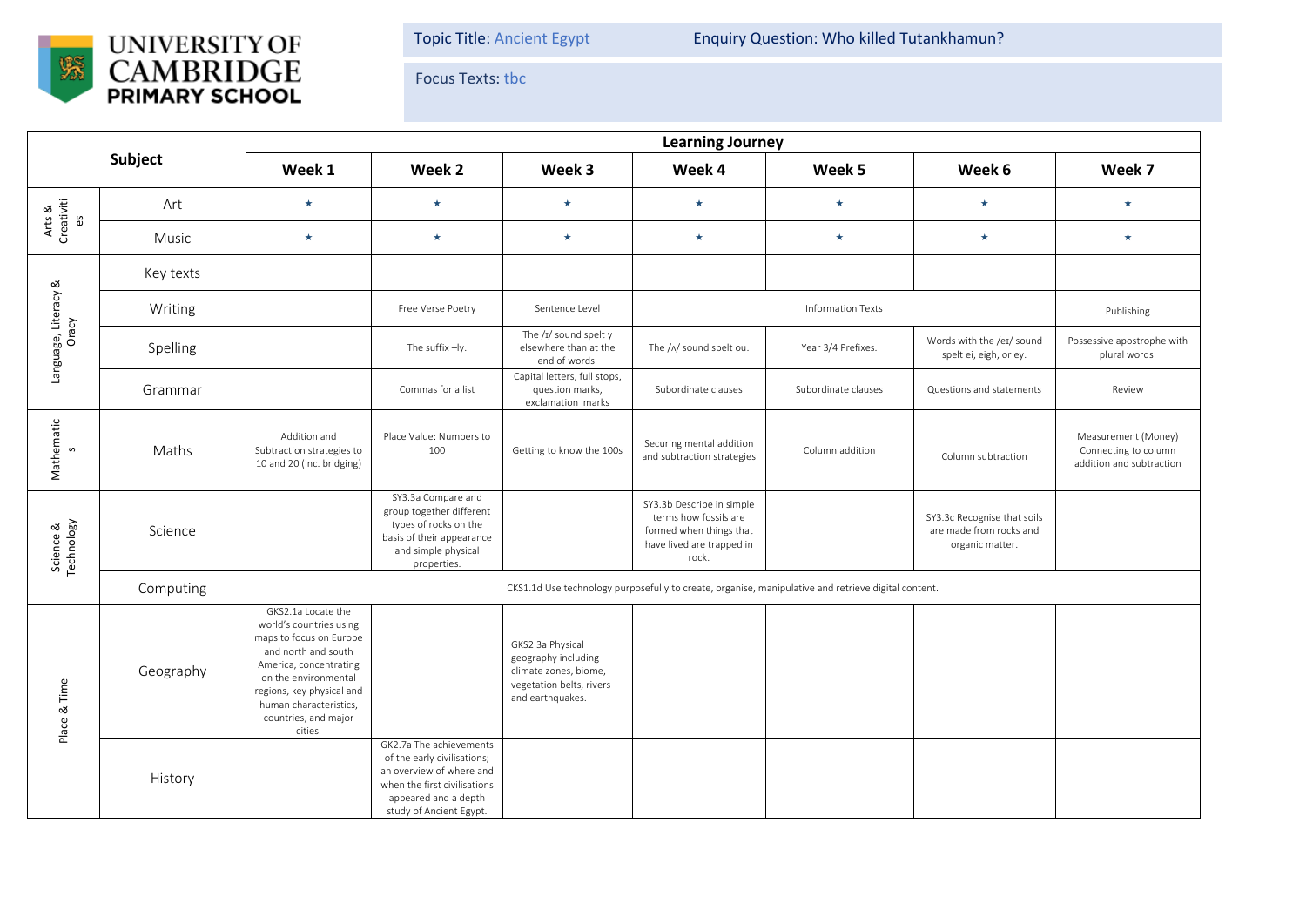**UNIVERSITY OF CAMBRIDGE PRIMARY SCHOOL**

Topic Title: Ancient Egypt | Enquiry Question: Who killed Tutankhamun?

Focus Texts: tbc

| Subject | | Learning Journey | | | | | | |
|---|---|---|---|---|---|---|---|---|
| | | Week 1 | Week 2 | Week 3 | Week 4 | Week 5 | Week 6 | Week 7 |
| Arts & Creativities | Art | ★ | ★ | ★ | ★ | ★ | ★ | ★ |
| | Music | ★ | ★ | ★ | ★ | ★ | ★ | ★ |
| Language, Literacy & Oracy | Key texts | | | | | | | |
| | Writing | | Free Verse Poetry | Sentence Level | Information Texts | | | Publishing |
| | Spelling | | The suffix –ly. | The /ɪ/ sound spelt y elsewhere than at the end of words. | The /ʌ/ sound spelt ou. | Year 3/4 Prefixes. | Words with the /eɪ/ sound spelt ei, eigh, or ey. | Possessive apostrophe with plural words. |
| | Grammar | | Commas for a list | Capital letters, full stops, question marks, exclamation marks | Subordinate clauses | Subordinate clauses | Questions and statements | Review |
| Mathematics | Maths | Addition and Subtraction strategies to 10 and 20 (inc. bridging) | Place Value: Numbers to 100 | Getting to know the 100s | Securing mental addition and subtraction strategies | Column addition | Column subtraction | Measurement (Money) Connecting to column addition and subtraction |
| Science & Technology | Science | | SY3.3a Compare and group together different types of rocks on the basis of their appearance and simple physical properties. | | SY3.3b Describe in simple terms how fossils are formed when things that have lived are trapped in rock. | | SY3.3c Recognise that soils are made from rocks and organic matter. | |
| | Computing | CKS1.1d Use technology purposefully to create, organise, manipulative and retrieve digital content. | | | | | | |
| Place & Time | Geography | GKS2.1a Locate the world's countries using maps to focus on Europe and north and south America, concentrating on the environmental regions, key physical and human characteristics, countries, and major cities. | | GKS2.3a Physical geography including climate zones, biome, vegetation belts, rivers and earthquakes. | | | | |
| | History | | GK2.7a The achievements of the early civilisations; an overview of where and when the first civilisations appeared and a depth study of Ancient Egypt. | | | | | |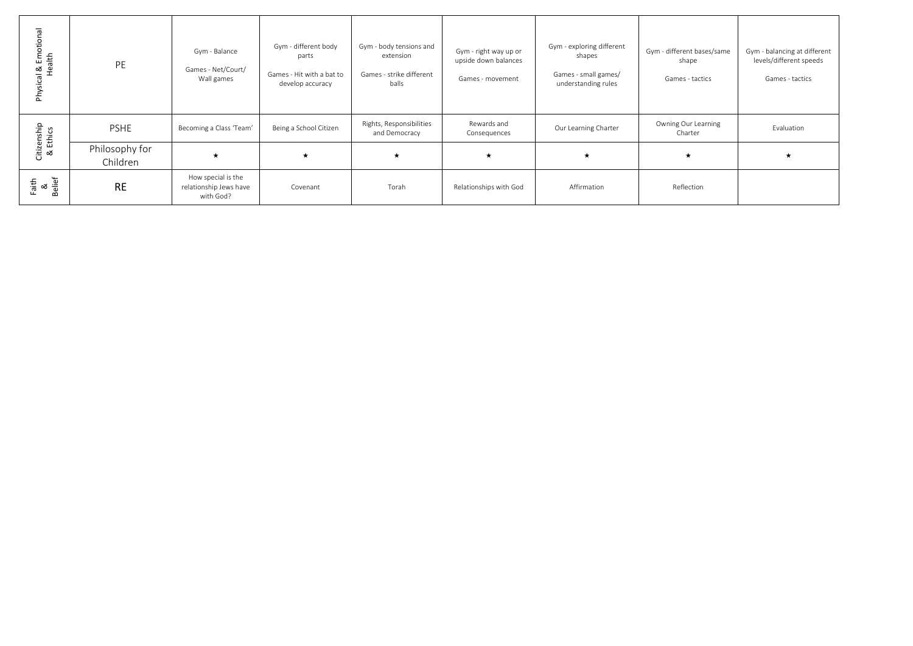| | | | | | | | | |
|---|---|---|---|---|---|---|---|---|
| Physical & Emotional Health | PE | Gym - Balance<br><br>Games - Net/Court/ Wall games | Gym - different body parts<br><br>Games - Hit with a bat to develop accuracy | Gym - body tensions and extension<br><br>Games - strike different balls | Gym - right way up or upside down balances<br><br>Games - movement | Gym - exploring different shapes<br><br>Games - small games/ understanding rules | Gym - different bases/same shape<br><br>Games - tactics | Gym - balancing at different levels/different speeds<br><br>Games - tactics |
| Citizenship & Ethics | PSHE | Becoming a Class 'Team' | Being a School Citizen | Rights, Responsibilities and Democracy | Rewards and Consequences | Our Learning Charter | Owning Our Learning Charter | Evaluation |
| | Philosophy for Children | ★ | ★ | ★ | ★ | ★ | ★ | ★ |
| Faith & Belief | RE | How special is the relationship Jews have with God? | Covenant | Torah | Relationships with God | Affirmation | Reflection | |